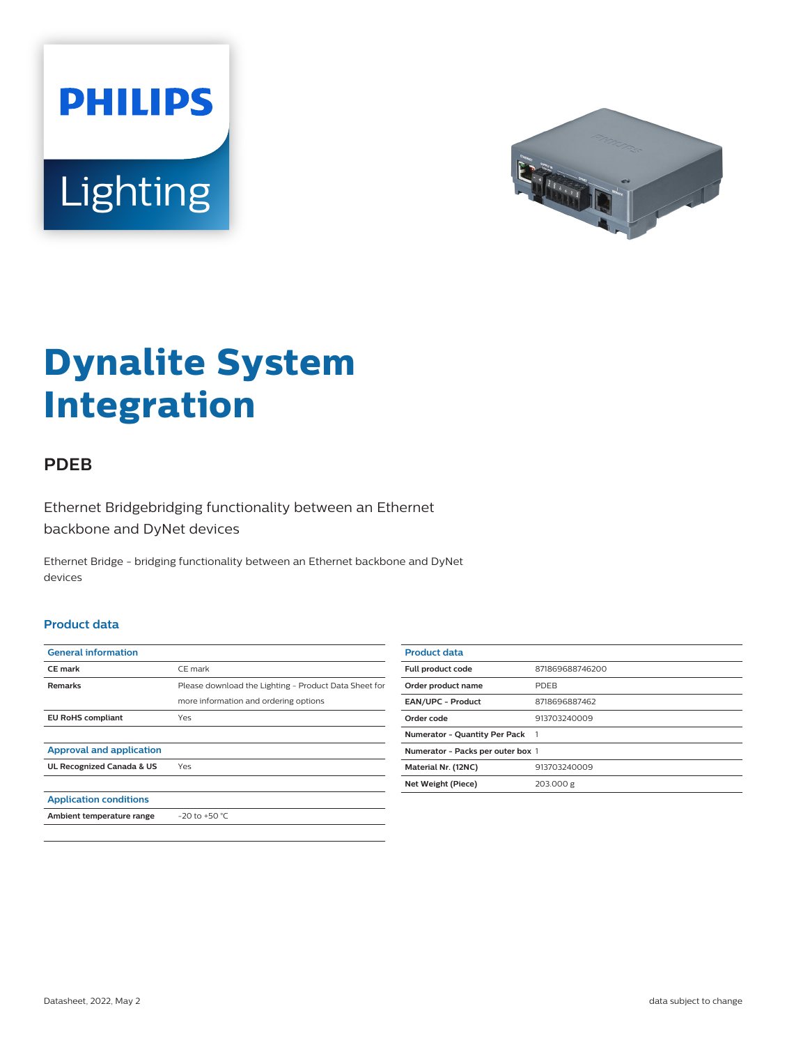# Dynalite System Integration

## PDEB

Ethernet Bridgebridging functionality between an Ethernet backbone and DyNet devices

Ethernet Bridge - bridging functionality between an Ethernet backbone and DyNet devices

### Product data

| General information | |
|---|---|
| CE mark | CE mark |
| Remarks | Please download the Lighting - Product Data Sheet for more information and ordering options |
| EU RoHS compliant | Yes |

| Approval and application | |
|---|---|
| UL Recognized Canada & US | Yes |

| Application conditions | |
|---|---|
| Ambient temperature range | -20 to +50 °C |

| Product data | |
|---|---|
| Full product code | 871869688746200 |
| Order product name | PDEB |
| EAN/UPC - Product | 8718696887462 |
| Order code | 913703240009 |
| Numerator - Quantity Per Pack | 1 |
| Numerator - Packs per outer box | 1 |
| Material Nr. (12NC) | 913703240009 |
| Net Weight (Piece) | 203.000 g |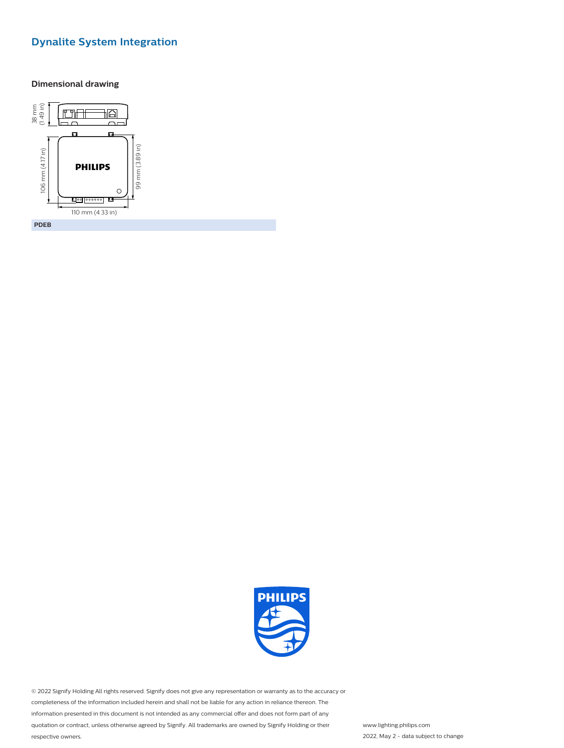# Dynalite System Integration

## Dimensional drawing

38 mm (1.49 in)

106 mm (4.17 in)

99 mm (3.89 in)

PHILIPS

110 mm (4.33 in)

**PDEB**

© 2022 Signify Holding All rights reserved. Signify does not give any representation or warranty as to the accuracy or completeness of the information included herein and shall not be liable for any action in reliance thereon. The information presented in this document is not intended as any commercial offer and does not form part of any quotation or contract, unless otherwise agreed by Signify. All trademarks are owned by Signify Holding or their respective owners.

www.lighting.philips.com

2022, May 2 - data subject to change